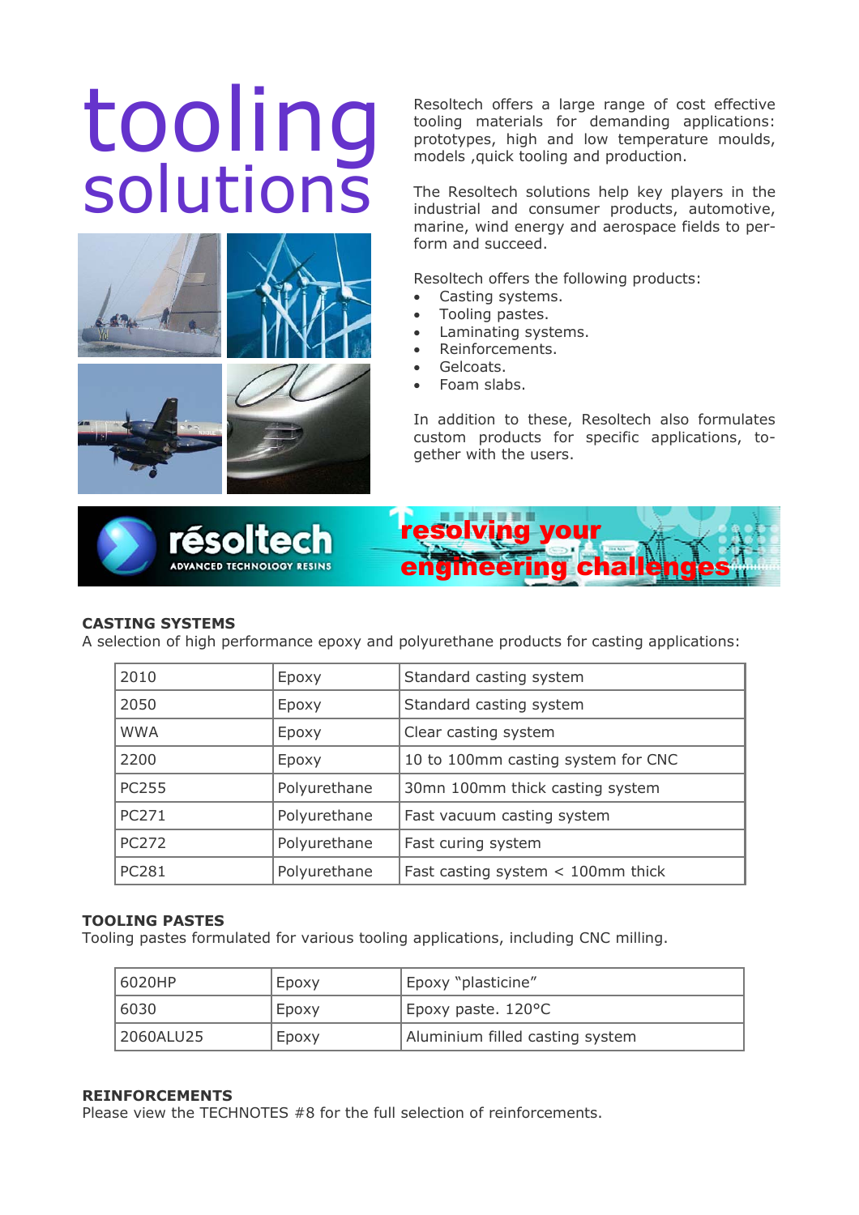# tooling solutions

Resoltech offers a large range of cost effective tooling materials for demanding applications: prototypes, high and low temperature moulds, models ,quick tooling and production.

The Resoltech solutions help key players in the industrial and consumer products, automotive, marine, wind energy and aerospace fields to perform and succeed.

Resoltech offers the following products:

- Casting systems.
- Tooling pastes.
- Laminating systems.
- Reinforcements.
- Gelcoats.
- Foam slabs.

In addition to these, Resoltech also formulates custom products for specific applications, together with the users.

résoltech ADVANCED TECHNOLOGY RESINS — resolving your engineering challenges

### CASTING SYSTEMS

A selection of high performance epoxy and polyurethane products for casting applications:

| | | |
|---|---|---|
| 2010 | Epoxy | Standard casting system |
| 2050 | Epoxy | Standard casting system |
| WWA | Epoxy | Clear casting system |
| 2200 | Epoxy | 10 to 100mm casting system for CNC |
| PC255 | Polyurethane | 30mn 100mm thick casting system |
| PC271 | Polyurethane | Fast vacuum casting system |
| PC272 | Polyurethane | Fast curing system |
| PC281 | Polyurethane | Fast casting system < 100mm thick |

### TOOLING PASTES

Tooling pastes formulated for various tooling applications, including CNC milling.

| | | |
|---|---|---|
| 6020HP | Epoxy | Epoxy "plasticine" |
| 6030 | Epoxy | Epoxy paste. 120°C |
| 2060ALU25 | Epoxy | Aluminium filled casting system |

### REINFORCEMENTS

Please view the TECHNOTES #8 for the full selection of reinforcements.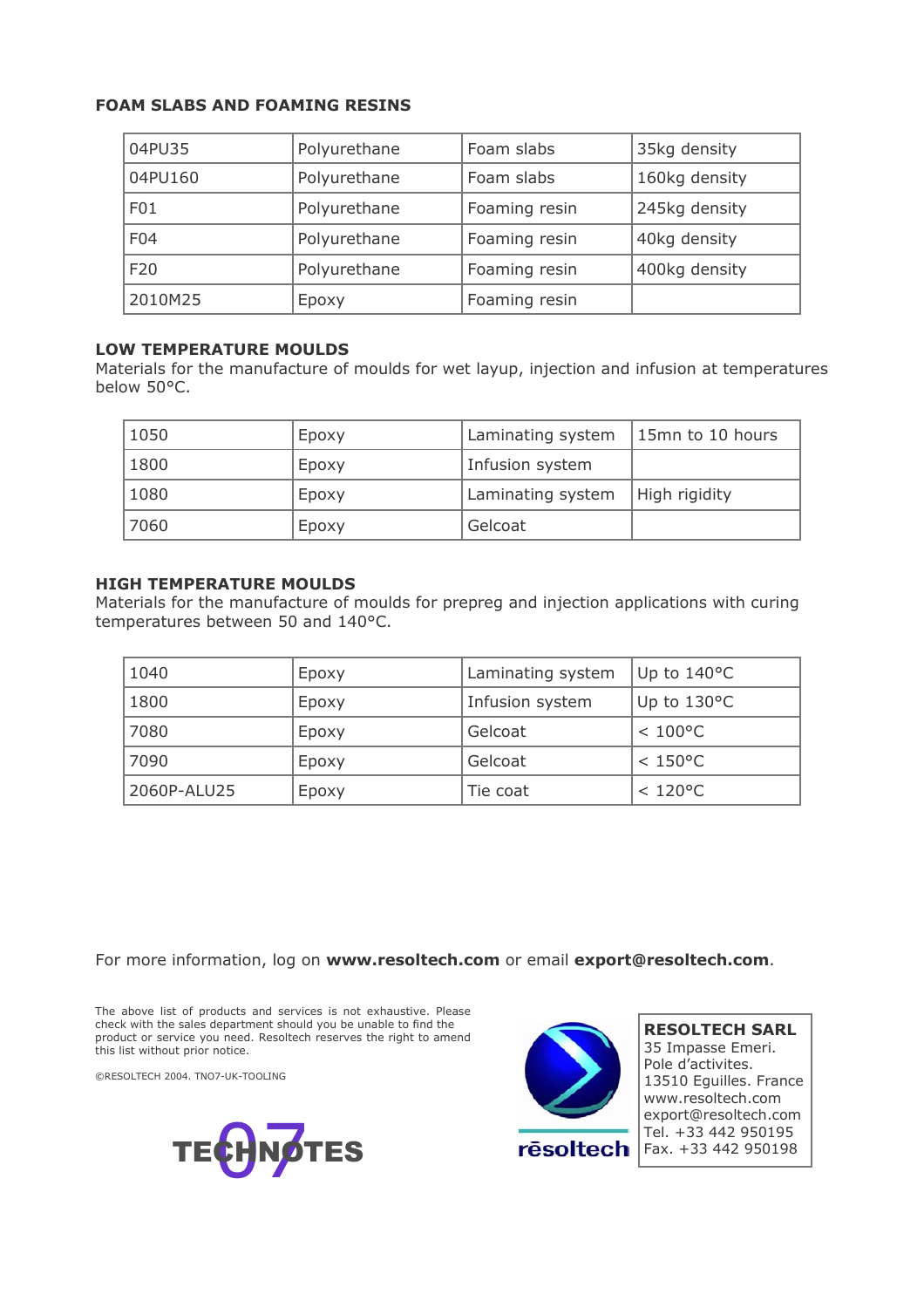## FOAM SLABS AND FOAMING RESINS

| | | | |
|---|---|---|---|
| 04PU35 | Polyurethane | Foam slabs | 35kg density |
| 04PU160 | Polyurethane | Foam slabs | 160kg density |
| F01 | Polyurethane | Foaming resin | 245kg density |
| F04 | Polyurethane | Foaming resin | 40kg density |
| F20 | Polyurethane | Foaming resin | 400kg density |
| 2010M25 | Epoxy | Foaming resin | |

## LOW TEMPERATURE MOULDS

Materials for the manufacture of moulds for wet layup, injection and infusion at temperatures below 50°C.

| | | | |
|---|---|---|---|
| 1050 | Epoxy | Laminating system | 15mn to 10 hours |
| 1800 | Epoxy | Infusion system | |
| 1080 | Epoxy | Laminating system | High rigidity |
| 7060 | Epoxy | Gelcoat | |

## HIGH TEMPERATURE MOULDS

Materials for the manufacture of moulds for prepreg and injection applications with curing temperatures between 50 and 140°C.

| | | | |
|---|---|---|---|
| 1040 | Epoxy | Laminating system | Up to 140°C |
| 1800 | Epoxy | Infusion system | Up to 130°C |
| 7080 | Epoxy | Gelcoat | < 100°C |
| 7090 | Epoxy | Gelcoat | < 150°C |
| 2060P-ALU25 | Epoxy | Tie coat | < 120°C |

For more information, log on **www.resoltech.com** or email **export@resoltech.com**.

The above list of products and services is not exhaustive. Please check with the sales department should you be unable to find the product or service you need. Resoltech reserves the right to amend this list without prior notice.

©RESOLTECH 2004. TNO7-UK-TOOLING

TECHNOTES 07

rēsoltech

**RESOLTECH SARL**
35 Impasse Emeri.
Pole d'activites.
13510 Eguilles. France
www.resoltech.com
export@resoltech.com
Tel. +33 442 950195
Fax. +33 442 950198